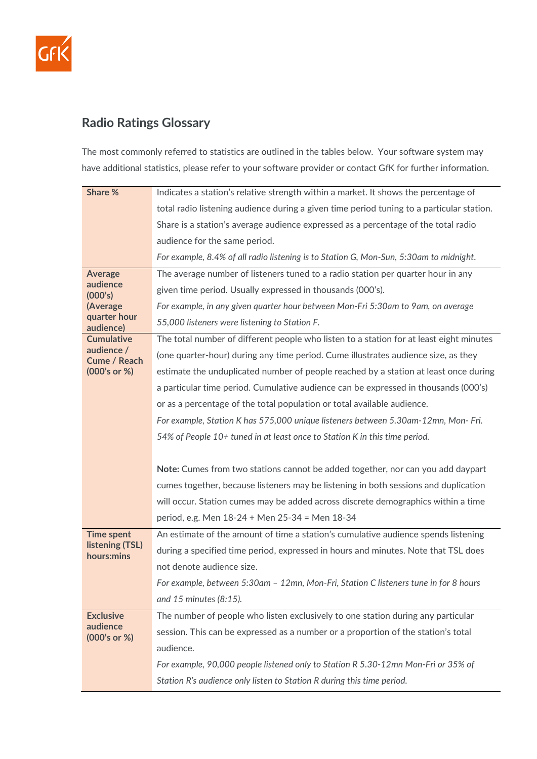## Radio Ratings Glossary

The most commonly referred to statistics are outlined in the tables below. Your software system may have additional statistics, please refer to your software provider or contact GfK for further information.

| | |
|---|---|
| **Share %** | Indicates a station's relative strength within a market. It shows the percentage of total radio listening audience during a given time period tuning to a particular station. Share is a station's average audience expressed as a percentage of the total radio audience for the same period.<br>*For example, 8.4% of all radio listening is to Station G, Mon-Sun, 5:30am to midnight.* |
| **Average audience (000's) (Average quarter hour audience)** | The average number of listeners tuned to a radio station per quarter hour in any given time period. Usually expressed in thousands (000's).<br>*For example, in any given quarter hour between Mon-Fri 5:30am to 9am, on average 55,000 listeners were listening to Station F.* |
| **Cumulative audience / Cume / Reach (000's or %)** | The total number of different people who listen to a station for at least eight minutes (one quarter-hour) during any time period. Cume illustrates audience size, as they estimate the unduplicated number of people reached by a station at least once during a particular time period. Cumulative audience can be expressed in thousands (000's) or as a percentage of the total population or total available audience.<br>*For example, Station K has 575,000 unique listeners between 5.30am-12mn, Mon- Fri. 54% of People 10+ tuned in at least once to Station K in this time period.*<br><br>**Note:** Cumes from two stations cannot be added together, nor can you add daypart cumes together, because listeners may be listening in both sessions and duplication will occur. Station cumes may be added across discrete demographics within a time period, e.g. Men 18-24 + Men 25-34 = Men 18-34 |
| **Time spent listening (TSL) hours:mins** | An estimate of the amount of time a station's cumulative audience spends listening during a specified time period, expressed in hours and minutes. Note that TSL does not denote audience size.<br>*For example, between 5:30am – 12mn, Mon-Fri, Station C listeners tune in for 8 hours and 15 minutes (8:15).* |
| **Exclusive audience (000's or %)** | The number of people who listen exclusively to one station during any particular session. This can be expressed as a number or a proportion of the station's total audience.<br>*For example, 90,000 people listened only to Station R 5.30-12mn Mon-Fri or 35% of Station R's audience only listen to Station R during this time period.* |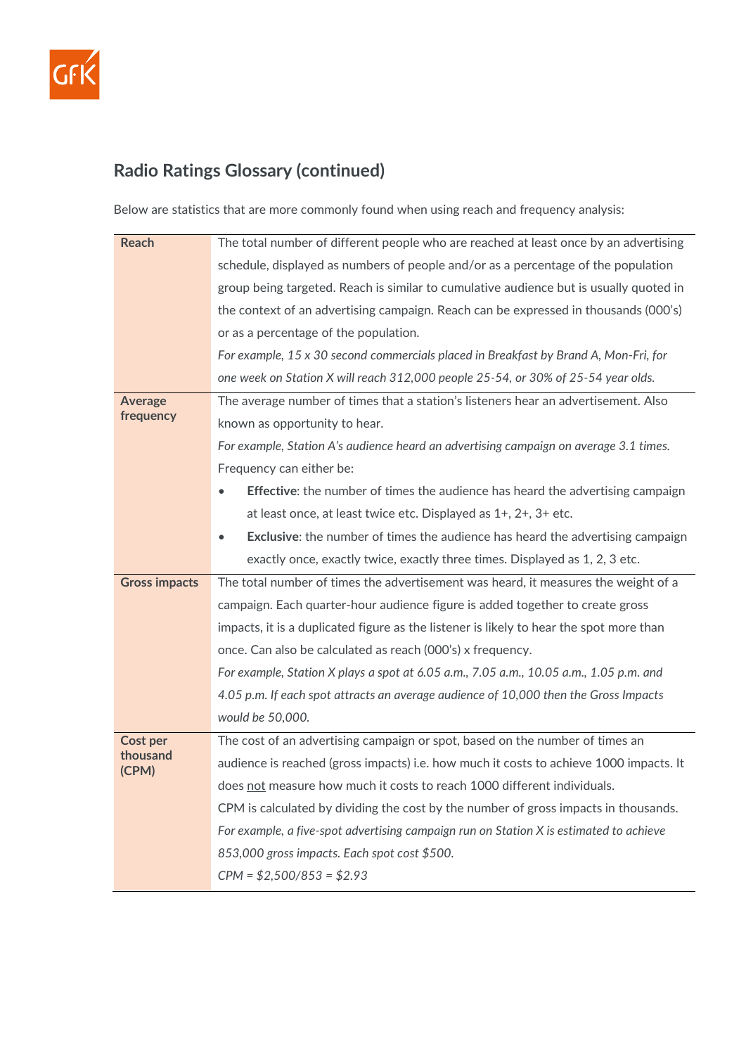## Radio Ratings Glossary (continued)

Below are statistics that are more commonly found when using reach and frequency analysis:

| | |
|---|---|
| **Reach** | The total number of different people who are reached at least once by an advertising schedule, displayed as numbers of people and/or as a percentage of the population group being targeted. Reach is similar to cumulative audience but is usually quoted in the context of an advertising campaign. Reach can be expressed in thousands (000's) or as a percentage of the population.<br>*For example, 15 x 30 second commercials placed in Breakfast by Brand A, Mon-Fri, for one week on Station X will reach 312,000 people 25-54, or 30% of 25-54 year olds.* |
| **Average frequency** | The average number of times that a station's listeners hear an advertisement. Also known as opportunity to hear.<br>*For example, Station A's audience heard an advertising campaign on average 3.1 times.*<br>Frequency can either be:<br>• **Effective**: the number of times the audience has heard the advertising campaign at least once, at least twice etc. Displayed as 1+, 2+, 3+ etc.<br>• **Exclusive**: the number of times the audience has heard the advertising campaign exactly once, exactly twice, exactly three times. Displayed as 1, 2, 3 etc. |
| **Gross impacts** | The total number of times the advertisement was heard, it measures the weight of a campaign. Each quarter-hour audience figure is added together to create gross impacts, it is a duplicated figure as the listener is likely to hear the spot more than once. Can also be calculated as reach (000's) x frequency.<br>*For example, Station X plays a spot at 6.05 a.m., 7.05 a.m., 10.05 a.m., 1.05 p.m. and 4.05 p.m. If each spot attracts an average audience of 10,000 then the Gross Impacts would be 50,000.* |
| **Cost per thousand (CPM)** | The cost of an advertising campaign or spot, based on the number of times an audience is reached (gross impacts) i.e. how much it costs to achieve 1000 impacts. It does not measure how much it costs to reach 1000 different individuals.<br>CPM is calculated by dividing the cost by the number of gross impacts in thousands.<br>*For example, a five-spot advertising campaign run on Station X is estimated to achieve 853,000 gross impacts. Each spot cost $500.*<br>*CPM = $2,500/853 = $2.93* |